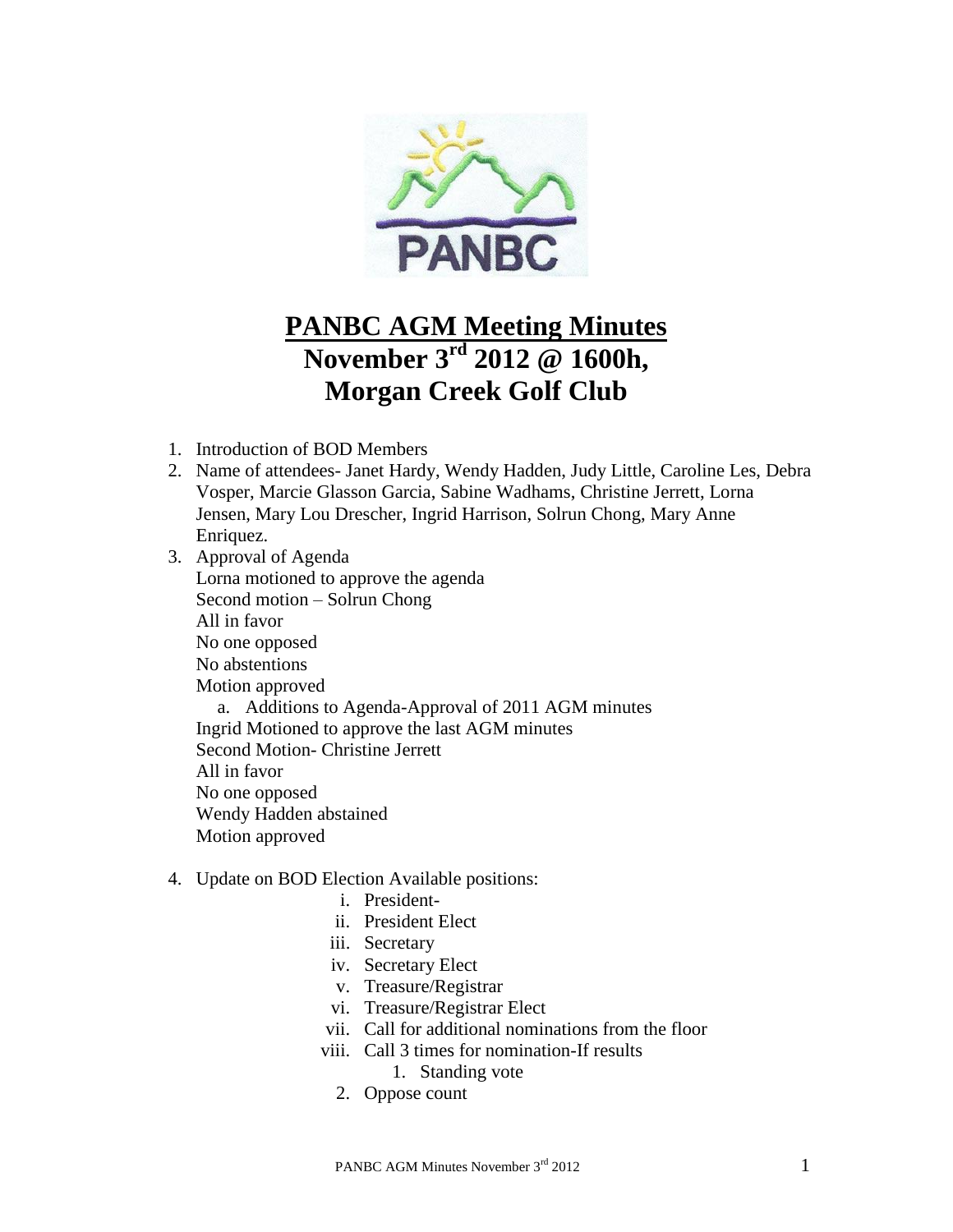# PANBC AGM Meeting Minutes

## November 3rd 2012 @ 1600h, Morgan Creek Golf Club

1. Introduction of BOD Members
2. Name of attendees- Janet Hardy, Wendy Hadden, Judy Little, Caroline Les, Debra Vosper, Marcie Glasson Garcia, Sabine Wadhams, Christine Jerrett, Lorna Jensen, Mary Lou Drescher, Ingrid Harrison, Solrun Chong, Mary Anne Enriquez.
3. Approval of Agenda
   Lorna motioned to approve the agenda
   Second motion – Solrun Chong
   All in favor
   No one opposed
   No abstentions
   Motion approved
   a. Additions to Agenda-Approval of 2011 AGM minutes
   Ingrid Motioned to approve the last AGM minutes
   Second Motion- Christine Jerrett
   All in favor
   No one opposed
   Wendy Hadden abstained
   Motion approved

4. Update on BOD Election Available positions:
   i. President-
   ii. President Elect
   iii. Secretary
   iv. Secretary Elect
   v. Treasure/Registrar
   vi. Treasure/Registrar Elect
   vii. Call for additional nominations from the floor
   viii. Call 3 times for nomination-If results
      1. Standing vote
      2. Oppose count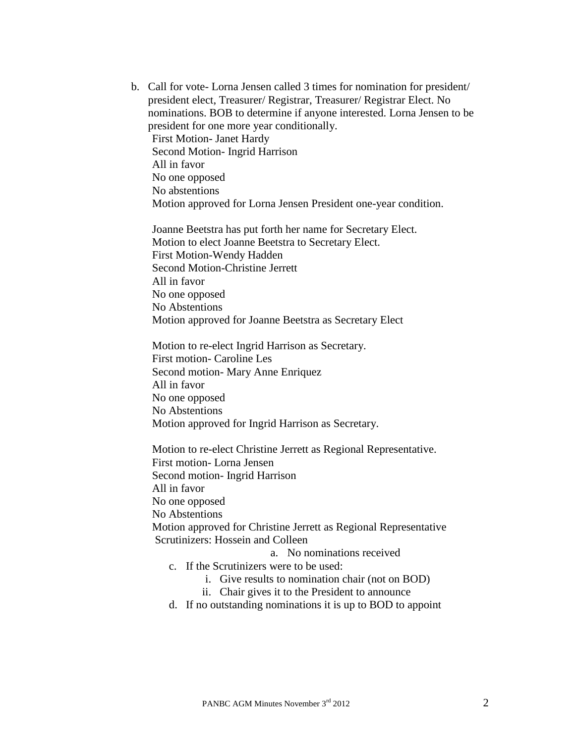b. Call for vote- Lorna Jensen called 3 times for nomination for president/ president elect, Treasurer/ Registrar, Treasurer/ Registrar Elect. No nominations. BOB to determine if anyone interested. Lorna Jensen to be president for one more year conditionally.

   First Motion- Janet Hardy
   Second Motion- Ingrid Harrison
   All in favor
   No one opposed
   No abstentions
   Motion approved for Lorna Jensen President one-year condition.

   Joanne Beetstra has put forth her name for Secretary Elect.
   Motion to elect Joanne Beetstra to Secretary Elect.
   First Motion-Wendy Hadden
   Second Motion-Christine Jerrett
   All in favor
   No one opposed
   No Abstentions
   Motion approved for Joanne Beetstra as Secretary Elect

   Motion to re-elect Ingrid Harrison as Secretary.
   First motion- Caroline Les
   Second motion- Mary Anne Enriquez
   All in favor
   No one opposed
   No Abstentions
   Motion approved for Ingrid Harrison as Secretary.

   Motion to re-elect Christine Jerrett as Regional Representative.
   First motion- Lorna Jensen
   Second motion- Ingrid Harrison
   All in favor
   No one opposed
   No Abstentions
   Motion approved for Christine Jerrett as Regional Representative
   Scrutinizers: Hossein and Colleen

      a. No nominations received

c. If the Scrutinizers were to be used:
   i. Give results to nomination chair (not on BOD)
   ii. Chair gives it to the President to announce
d. If no outstanding nominations it is up to BOD to appoint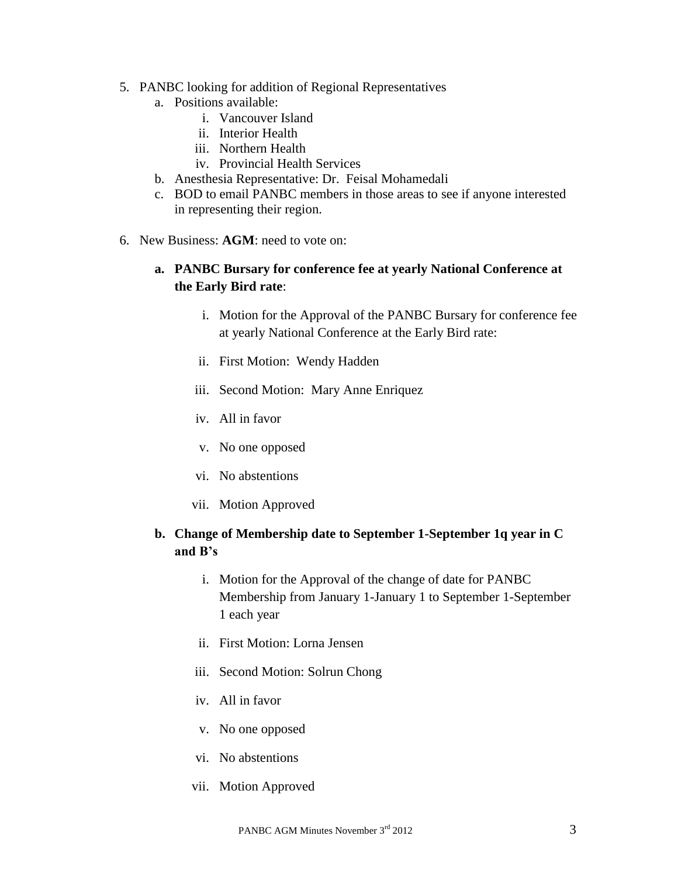5. PANBC looking for addition of Regional Representatives
    a. Positions available:
        i. Vancouver Island
        ii. Interior Health
        iii. Northern Health
        iv. Provincial Health Services
    b. Anesthesia Representative: Dr. Feisal Mohamedali
    c. BOD to email PANBC members in those areas to see if anyone interested in representing their region.

6. New Business: **AGM**: need to vote on:

    a. **PANBC Bursary for conference fee at yearly National Conference at the Early Bird rate**:

        i. Motion for the Approval of the PANBC Bursary for conference fee at yearly National Conference at the Early Bird rate:

        ii. First Motion: Wendy Hadden

        iii. Second Motion: Mary Anne Enriquez

        iv. All in favor

        v. No one opposed

        vi. No abstentions

        vii. Motion Approved

    b. **Change of Membership date to September 1-September 1q year in C and B's**

        i. Motion for the Approval of the change of date for PANBC Membership from January 1-January 1 to September 1-September 1 each year

        ii. First Motion: Lorna Jensen

        iii. Second Motion: Solrun Chong

        iv. All in favor

        v. No one opposed

        vi. No abstentions

        vii. Motion Approved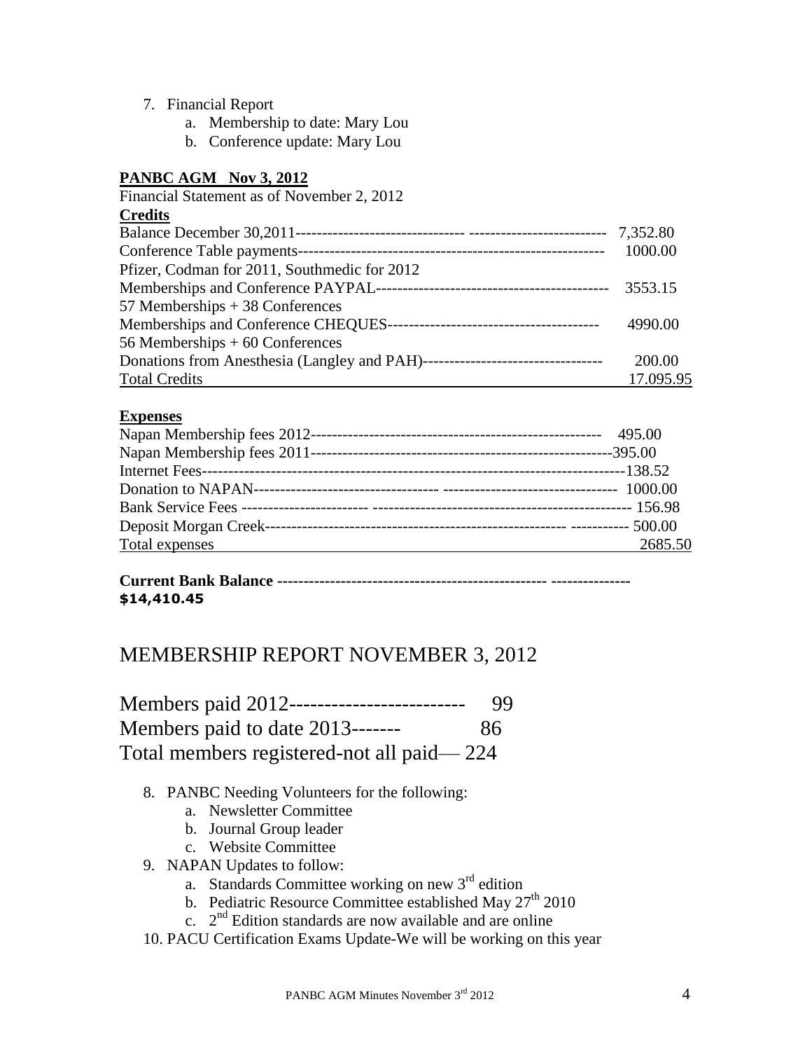7. Financial Report
    a. Membership to date: Mary Lou
    b. Conference update: Mary Lou

**PANBC AGM Nov 3, 2012**

Financial Statement as of November 2, 2012

**Credits**

| | |
|---|---|
| Balance December 30,2011 | 7,352.80 |
| Conference Table payments | 1000.00 |
| Pfizer, Codman for 2011, Southmedic for 2012 | |
| Memberships and Conference PAYPAL | 3553.15 |
| 57 Memberships + 38 Conferences | |
| Memberships and Conference CHEQUES | 4990.00 |
| 56 Memberships + 60 Conferences | |
| Donations from Anesthesia (Langley and PAH) | 200.00 |
| Total Credits | 17.095.95 |

**Expenses**

| | |
|---|---|
| Napan Membership fees 2012 | 495.00 |
| Napan Membership fees 2011 | 395.00 |
| Internet Fees | 138.52 |
| Donation to NAPAN | 1000.00 |
| Bank Service Fees | 156.98 |
| Deposit Morgan Creek | 500.00 |
| Total expenses | 2685.50 |

**Current Bank Balance -------------------------------------------------- --------------- $14,410.45**

## MEMBERSHIP REPORT NOVEMBER 3, 2012

Members paid 2012-------------------------- 99
Members paid to date 2013------- 86
Total members registered-not all paid— 224

8. PANBC Needing Volunteers for the following:
    a. Newsletter Committee
    b. Journal Group leader
    c. Website Committee
9. NAPAN Updates to follow:
    a. Standards Committee working on new 3rd edition
    b. Pediatric Resource Committee established May 27th 2010
    c. 2nd Edition standards are now available and are online
10. PACU Certification Exams Update-We will be working on this year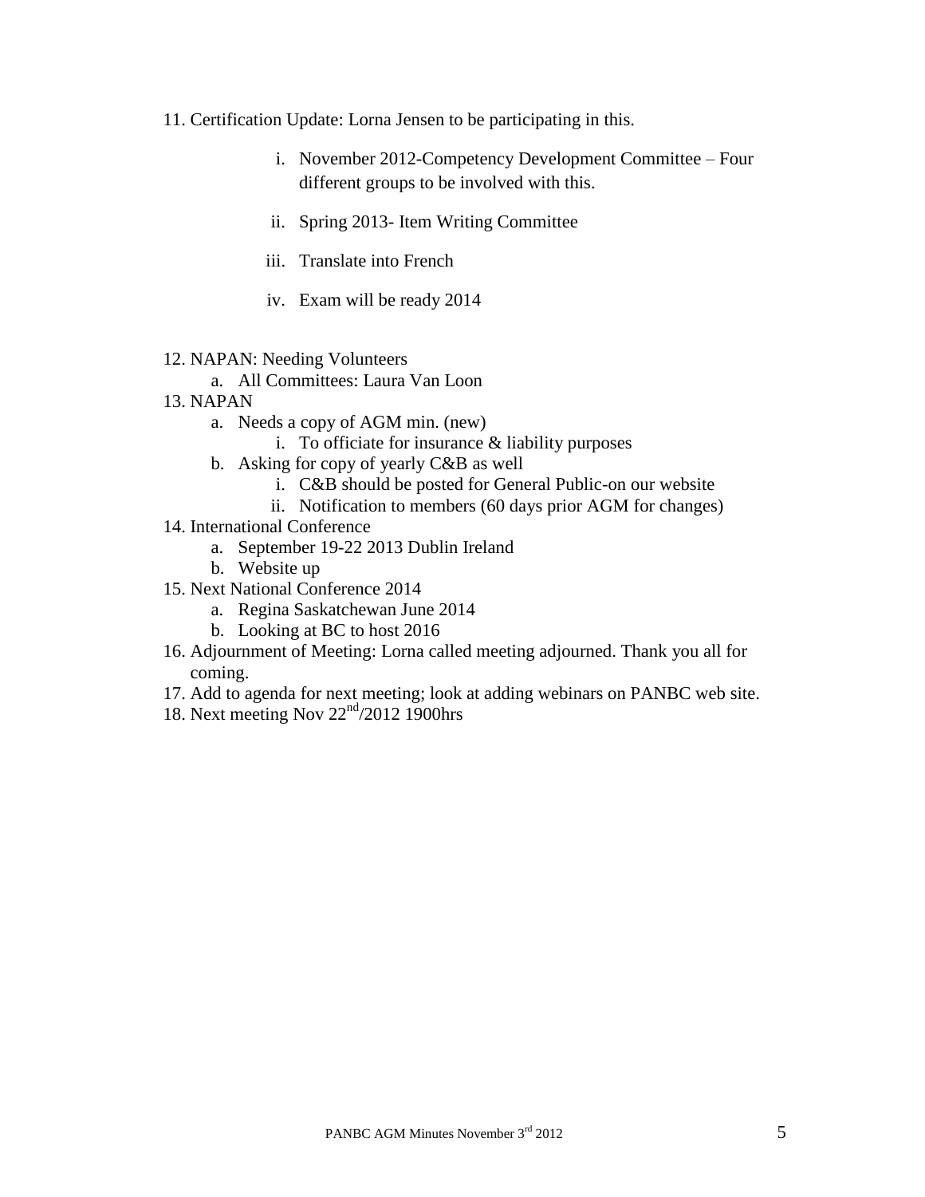11. Certification Update: Lorna Jensen to be participating in this.

    i. November 2012-Competency Development Committee – Four different groups to be involved with this.

    ii. Spring 2013- Item Writing Committee

    iii. Translate into French

    iv. Exam will be ready 2014

12. NAPAN: Needing Volunteers
    a. All Committees: Laura Van Loon
13. NAPAN
    a. Needs a copy of AGM min. (new)
        i. To officiate for insurance & liability purposes
    b. Asking for copy of yearly C&B as well
        i. C&B should be posted for General Public-on our website
        ii. Notification to members (60 days prior AGM for changes)
14. International Conference
    a. September 19-22 2013 Dublin Ireland
    b. Website up
15. Next National Conference 2014
    a. Regina Saskatchewan June 2014
    b. Looking at BC to host 2016
16. Adjournment of Meeting: Lorna called meeting adjourned. Thank you all for coming.
17. Add to agenda for next meeting; look at adding webinars on PANBC web site.
18. Next meeting Nov 22nd/2012 1900hrs